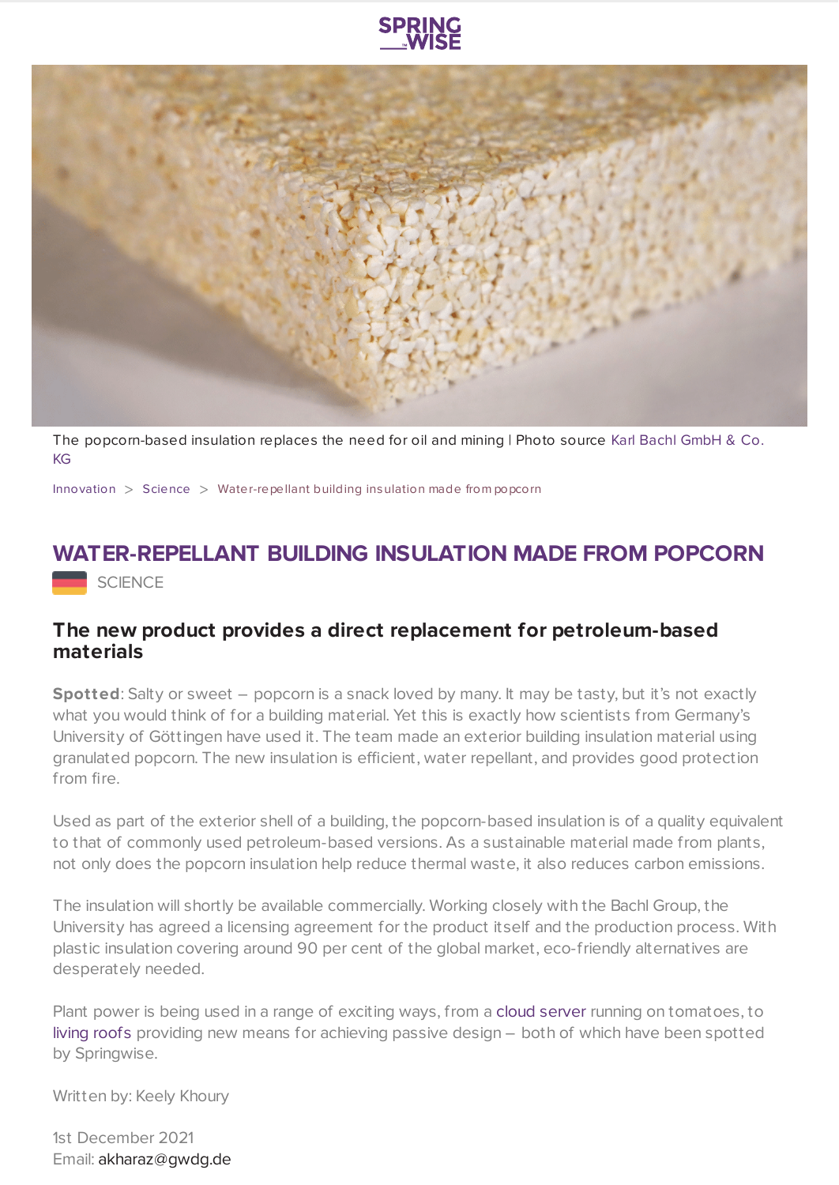The popcorn-based insulation replaces the need for oil and mining | Photo source Karl Bachl GmbH & Co. KG

Innovation > Science > Water-repellant building insulation made from popcorn

# WATER-REPELLANT BUILDING INSULATION MADE FROM POPCORN

SCIENCE

## The new product provides a direct replacement for petroleum-based materials

**Spotted**: Salty or sweet – popcorn is a snack loved by many. It may be tasty, but it's not exactly what you would think of for a building material. Yet this is exactly how scientists from Germany's University of Göttingen have used it. The team made an exterior building insulation material using granulated popcorn. The new insulation is efficient, water repellant, and provides good protection from fire.

Used as part of the exterior shell of a building, the popcorn-based insulation is of a quality equivalent to that of commonly used petroleum-based versions. As a sustainable material made from plants, not only does the popcorn insulation help reduce thermal waste, it also reduces carbon emissions.

The insulation will shortly be available commercially. Working closely with the Bachl Group, the University has agreed a licensing agreement for the product itself and the production process. With plastic insulation covering around 90 per cent of the global market, eco-friendly alternatives are desperately needed.

Plant power is being used in a range of exciting ways, from a cloud server running on tomatoes, to living roofs providing new means for achieving passive design – both of which have been spotted by Springwise.

Written by: Keely Khoury

1st December 2021

Email: akharaz@gwdg.de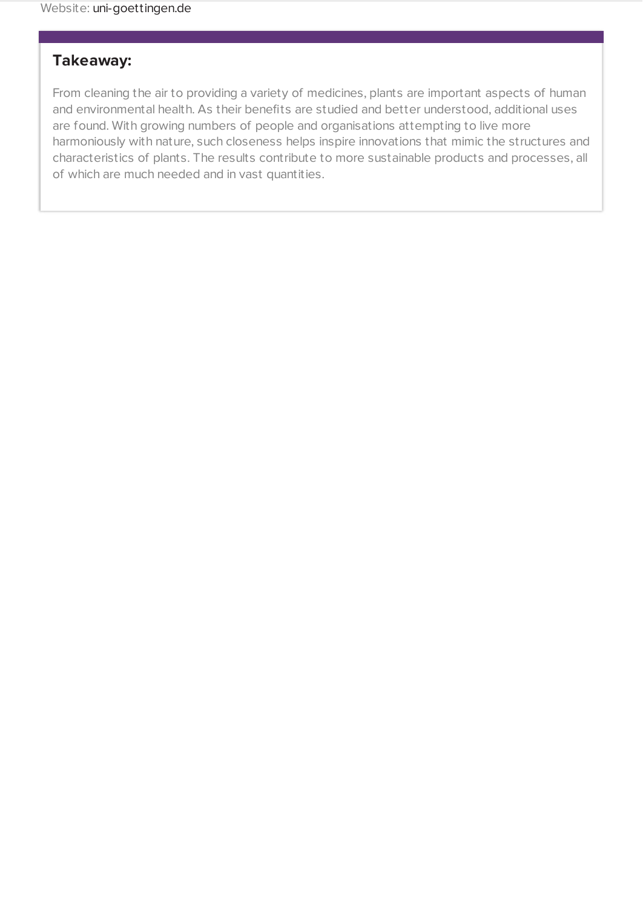Website: uni-goettingen.de

**Takeaway:**

From cleaning the air to providing a variety of medicines, plants are important aspects of human and environmental health. As their benefits are studied and better understood, additional uses are found. With growing numbers of people and organisations attempting to live more harmoniously with nature, such closeness helps inspire innovations that mimic the structures and characteristics of plants. The results contribute to more sustainable products and processes, all of which are much needed and in vast quantities.